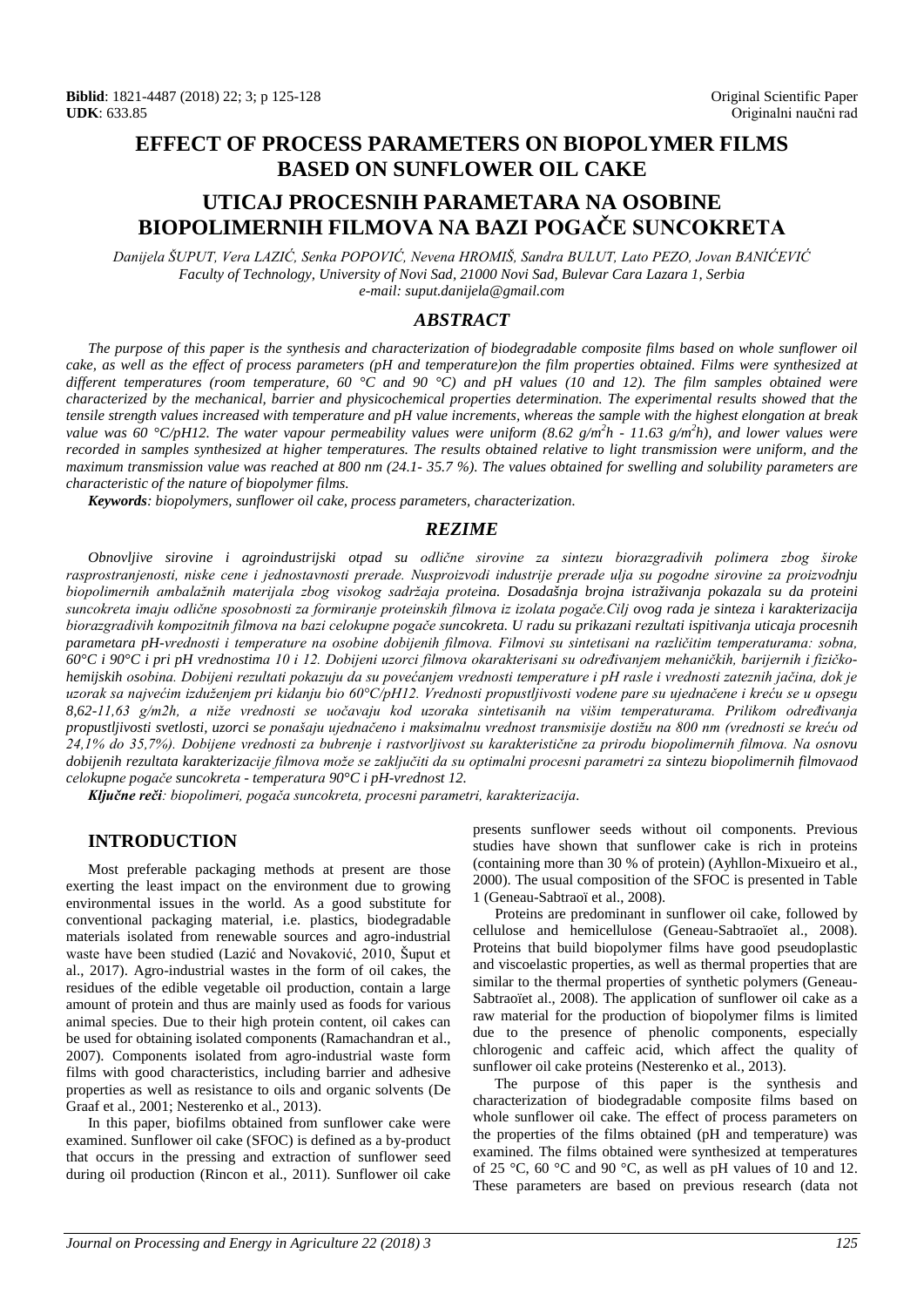**Biblid**: 1821-4487 (2018) 22; 3; p 125-128  
**UDK**: 633.85

Original Scientific Paper  
Originalni naučni rad

# EFFECT OF PROCESS PARAMETERS ON BIOPOLYMER FILMS BASED ON SUNFLOWER OIL CAKE

# UTICAJ PROCESNIH PARAMETARA NA OSOBINE BIOPOLIMERNIH FILMOVA NA BAZI POGAČE SUNCOKRETA

*Danijela ŠUPUT, Vera LAZIĆ, Senka POPOVIĆ, Nevena HROMIŠ, Sandra BULUT, Lato PEZO, Jovan BANIĆEVIĆ*  
*Faculty of Technology, University of Novi Sad, 21000 Novi Sad, Bulevar Cara Lazara 1, Serbia*  
*e-mail: suput.danijela@gmail.com*

## ABSTRACT

*The purpose of this paper is the synthesis and characterization of biodegradable composite films based on whole sunflower oil cake, as well as the effect of process parameters (pH and temperature)on the film properties obtained. Films were synthesized at different temperatures (room temperature, 60 °C and 90 °C) and pH values (10 and 12). The film samples obtained were characterized by the mechanical, barrier and physicochemical properties determination. The experimental results showed that the tensile strength values increased with temperature and pH value increments, whereas the sample with the highest elongation at break value was 60 °C/pH12. The water vapour permeability values were uniform (8.62 g/m$^2$h - 11.63 g/m$^2$h), and lower values were recorded in samples synthesized at higher temperatures. The results obtained relative to light transmission were uniform, and the maximum transmission value was reached at 800 nm (24.1- 35.7 %). The values obtained for swelling and solubility parameters are characteristic of the nature of biopolymer films.*

***Keywords***: *biopolymers, sunflower oil cake, process parameters, characterization.*

## REZIME

*Obnovljive sirovine i agroindustrijski otpad su odlične sirovine za sintezu biorazgradivih polimera zbog široke rasprostranjenosti, niske cene i jednostavnosti prerade. Nusproizvodi industrije prerade ulja su pogodne sirovine za proizvodnju biopolimernih ambalažnih materijala zbog visokog sadržaja proteina. Dosadašnja brojna istraživanja pokazala su da proteini suncokreta imaju odlične sposobnosti za formiranje proteinskih filmova iz izolata pogače.Cilj ovog rada je sinteza i karakterizacija biorazgradivih kompozitnih filmova na bazi celokupne pogače suncokreta. U radu su prikazani rezultati ispitivanja uticaja procesnih parametara pH-vrednosti i temperature na osobine dobijenih filmova. Filmovi su sintetisani na različitim temperaturama: sobna, 60°C i 90°C i pri pH vrednostima 10 i 12. Dobijeni uzorci filmova okarakterisani su određivanjem mehaničkih, barijernih i fizičko-hemijskih osobina. Dobijeni rezultati pokazuju da su povećanjem vrednosti temperature i pH rasle i vrednosti zateznih jačina, dok je uzorak sa najvećim izduženjem pri kidanju bio 60°C/pH12. Vrednosti propustljivosti vodene pare su ujednačene i kreću se u opsegu 8,62-11,63 g/m2h, a niže vrednosti se uočavaju kod uzoraka sintetisanih na višim temperaturama. Prilikom određivanja propustljivosti svetlosti, uzorci se ponašaju ujednačeno i maksimalnu vrednost transmisije dostižu na 800 nm (vrednosti se kreću od 24,1% do 35,7%). Dobijene vrednosti za bubrenje i rastvorljivost su karakteristične za prirodu biopolimernih filmova. Na osnovu dobijenih rezultata karakterizacije filmova može se zaključiti da su optimalni procesni parametri za sintezu biopolimernih filmovaod celokupne pogače suncokreta - temperatura 90°C i pH-vrednost 12.*

***Ključne reči***: *biopolimeri, pogača suncokreta, procesni parametri, karakterizacija.*

## INTRODUCTION

Most preferable packaging methods at present are those exerting the least impact on the environment due to growing environmental issues in the world. As a good substitute for conventional packaging material, i.e. plastics, biodegradable materials isolated from renewable sources and agro-industrial waste have been studied (Lazić and Novaković, 2010, Šuput et al., 2017). Agro-industrial wastes in the form of oil cakes, the residues of the edible vegetable oil production, contain a large amount of protein and thus are mainly used as foods for various animal species. Due to their high protein content, oil cakes can be used for obtaining isolated components (Ramachandran et al., 2007). Components isolated from agro-industrial waste form films with good characteristics, including barrier and adhesive properties as well as resistance to oils and organic solvents (De Graaf et al., 2001; Nesterenko et al., 2013).

In this paper, biofilms obtained from sunflower cake were examined. Sunflower oil cake (SFOC) is defined as a by-product that occurs in the pressing and extraction of sunflower seed during oil production (Rincon et al., 2011). Sunflower oil cake presents sunflower seeds without oil components. Previous studies have shown that sunflower cake is rich in proteins (containing more than 30 % of protein) (Ayhllon-Mixueiro et al., 2000). The usual composition of the SFOC is presented in Table 1 (Geneau-Sabtraoï et al., 2008).

Proteins are predominant in sunflower oil cake, followed by cellulose and hemicellulose (Geneau-Sabtraoïet al., 2008). Proteins that build biopolymer films have good pseudoplastic and viscoelastic properties, as well as thermal properties that are similar to the thermal properties of synthetic polymers (Geneau-Sabtraoïet al., 2008). The application of sunflower oil cake as a raw material for the production of biopolymer films is limited due to the presence of phenolic components, especially chlorogenic and caffeic acid, which affect the quality of sunflower oil cake proteins (Nesterenko et al., 2013).

The purpose of this paper is the synthesis and characterization of biodegradable composite films based on whole sunflower oil cake. The effect of process parameters on the properties of the films obtained (pH and temperature) was examined. The films obtained were synthesized at temperatures of 25 °C, 60 °C and 90 °C, as well as pH values of 10 and 12. These parameters are based on previous research (data not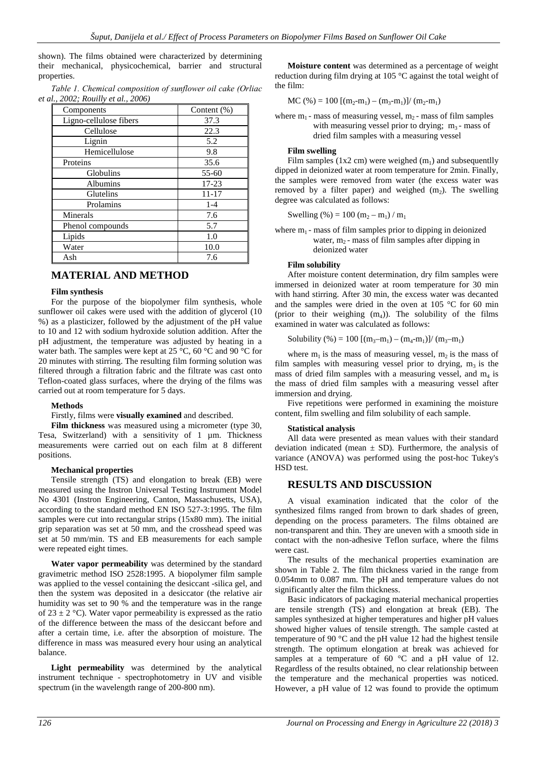shown). The films obtained were characterized by determining their mechanical, physicochemical, barrier and structural properties.

*Table 1. Chemical composition of sunflower oil cake (Orliac et al., 2002; Rouilly et al., 2006)*

| Components | Content (%) |
|---|---|
| Ligno-cellulose fibers | 37.3 |
| Cellulose | 22.3 |
| Lignin | 5.2 |
| Hemicellulose | 9.8 |
| Proteins | 35.6 |
| Globulins | 55-60 |
| Albumins | 17-23 |
| Glutelins | 11-17 |
| Prolamins | 1-4 |
| Minerals | 7.6 |
| Phenol compounds | 5.7 |
| Lipids | 1.0 |
| Water | 10.0 |
| Ash | 7.6 |

## MATERIAL AND METHOD

**Film synthesis**

For the purpose of the biopolymer film synthesis, whole sunflower oil cakes were used with the addition of glycerol (10 %) as a plasticizer, followed by the adjustment of the pH value to 10 and 12 with sodium hydroxide solution addition. After the pH adjustment, the temperature was adjusted by heating in a water bath. The samples were kept at 25 °C, 60 °C and 90 °C for 20 minutes with stirring. The resulting film forming solution was filtered through a filtration fabric and the filtrate was cast onto Teflon-coated glass surfaces, where the drying of the films was carried out at room temperature for 5 days.

**Methods**

Firstly, films were **visually examined** and described.

**Film thickness** was measured using a micrometer (type 30, Tesa, Switzerland) with a sensitivity of 1 µm. Thickness measurements were carried out on each film at 8 different positions.

**Mechanical properties**

Tensile strength (TS) and elongation to break (EB) were measured using the Instron Universal Testing Instrument Model No 4301 (Instron Engineering, Canton, Massachusetts, USA), according to the standard method EN ISO 527-3:1995. The film samples were cut into rectangular strips (15x80 mm). The initial grip separation was set at 50 mm, and the crosshead speed was set at 50 mm/min. TS and EB measurements for each sample were repeated eight times.

**Water vapor permeability** was determined by the standard gravimetric method ISO 2528:1995. A biopolymer film sample was applied to the vessel containing the desiccant -silica gel, and then the system was deposited in a desiccator (the relative air humidity was set to 90 % and the temperature was in the range of 23 ± 2 °C). Water vapor permeability is expressed as the ratio of the difference between the mass of the desiccant before and after a certain time, i.e. after the absorption of moisture. The difference in mass was measured every hour using an analytical balance.

**Light permeability** was determined by the analytical instrument technique - spectrophotometry in UV and visible spectrum (in the wavelength range of 200-800 nm).

**Moisture content** was determined as a percentage of weight reduction during film drying at 105 °C against the total weight of the film:

$$MC\ (\%) = 100\ [(m_2 - m_1) - (m_3 - m_1)] / (m_2 - m_1)$$

where $m_1$ - mass of measuring vessel, $m_2$ - mass of film samples with measuring vessel prior to drying; $m_3$ - mass of dried film samples with a measuring vessel

**Film swelling**

Film samples (1x2 cm) were weighed ($m_1$) and subsequentlly dipped in deionized water at room temperature for 2min. Finally, the samples were removed from water (the excess water was removed by a filter paper) and weighed ($m_2$). The swelling degree was calculated as follows:

$$Swelling\ (\%) = 100\ (m_2 - m_1) / m_1$$

where $m_1$ - mass of film samples prior to dipping in deionized water, $m_2$ - mass of film samples after dipping in deionized water

**Film solubility**

After moisture content determination, dry film samples were immersed in deionized water at room temperature for 30 min with hand stirring. After 30 min, the excess water was decanted and the samples were dried in the oven at 105 °C for 60 min (prior to their weighing ($m_4$)). The solubility of the films examined in water was calculated as follows:

$$Solubility\ (\%) = 100\ [(m_3 - m_1) - (m_4 - m_1)] / (m_3 - m_1)$$

where $m_1$ is the mass of measuring vessel, $m_2$ is the mass of film samples with measuring vessel prior to drying, $m_3$ is the mass of dried film samples with a measuring vessel, and $m_4$ is the mass of dried film samples with a measuring vessel after immersion and drying.

Five repetitions were performed in examining the moisture content, film swelling and film solubility of each sample.

**Statistical analysis**

All data were presented as mean values with their standard deviation indicated (mean ± SD). Furthermore, the analysis of variance (ANOVA) was performed using the post-hoc Tukey's HSD test.

## RESULTS AND DISCUSSION

A visual examination indicated that the color of the synthesized films ranged from brown to dark shades of green, depending on the process parameters. The films obtained are non-transparent and thin. They are uneven with a smooth side in contact with the non-adhesive Teflon surface, where the films were cast.

The results of the mechanical properties examination are shown in Table 2. The film thickness varied in the range from 0.054mm to 0.087 mm. The pH and temperature values do not significantly alter the film thickness.

Basic indicators of packaging material mechanical properties are tensile strength (TS) and elongation at break (EB). The samples synthesized at higher temperatures and higher pH values showed higher values of tensile strength. The sample casted at temperature of 90 °C and the pH value 12 had the highest tensile strength. The optimum elongation at break was achieved for samples at a temperature of 60 °C and a pH value of 12. Regardless of the results obtained, no clear relationship between the temperature and the mechanical properties was noticed. However, a pH value of 12 was found to provide the optimum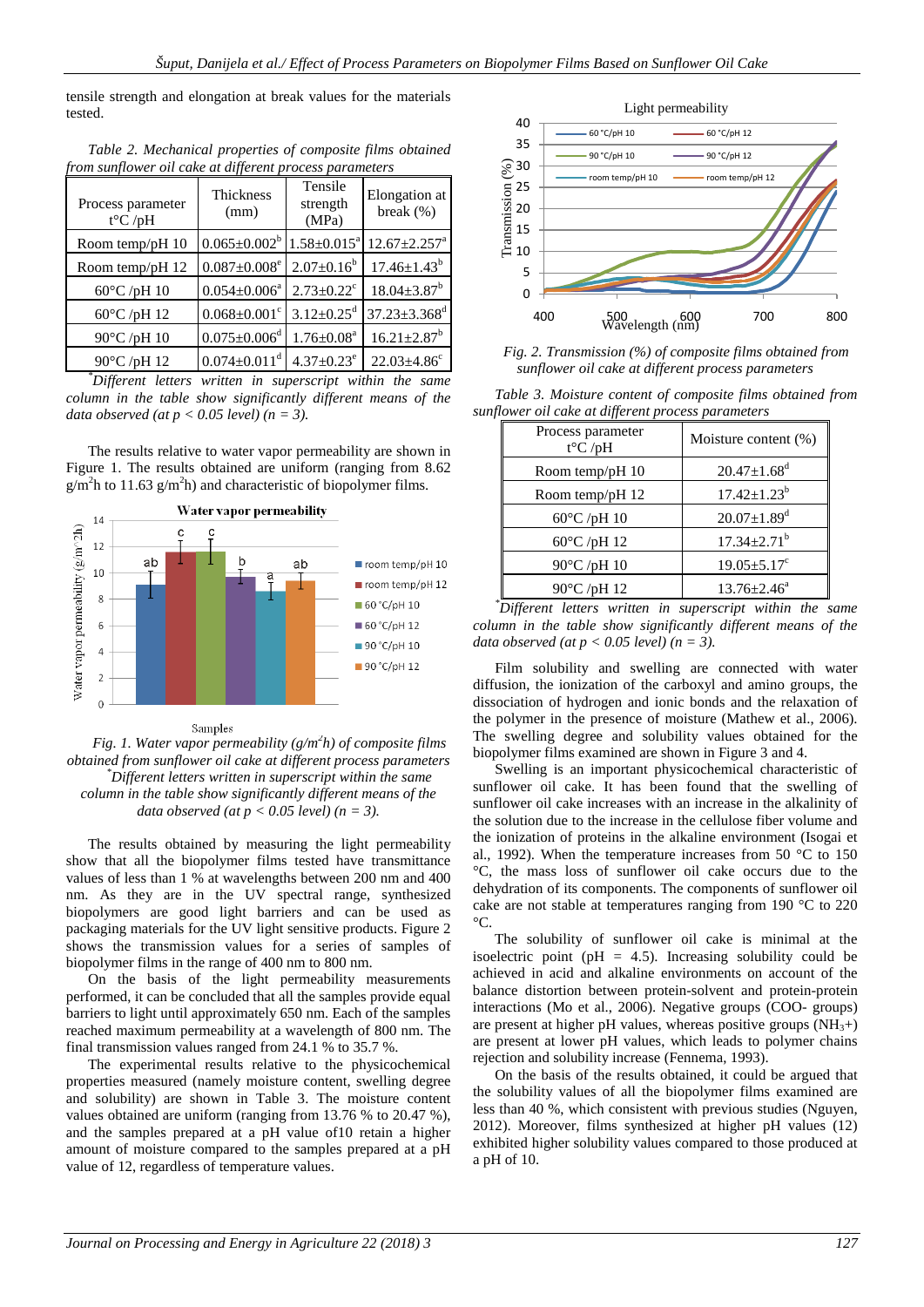tensile strength and elongation at break values for the materials tested.

*Table 2. Mechanical properties of composite films obtained from sunflower oil cake at different process parameters*

| Process parameter t°C /pH | Thickness (mm) | Tensile strength (MPa) | Elongation at break (%) |
|---|---|---|---|
| Room temp/pH 10 | $0.065\pm0.002^{b}$ | $1.58\pm0.015^{a}$ | $12.67\pm2.257^{a}$ |
| Room temp/pH 12 | $0.087\pm0.008^{e}$ | $2.07\pm0.16^{b}$ | $17.46\pm1.43^{b}$ |
| 60°C /pH 10 | $0.054\pm0.006^{a}$ | $2.73\pm0.22^{c}$ | $18.04\pm3.87^{b}$ |
| 60°C /pH 12 | $0.068\pm0.001^{c}$ | $3.12\pm0.25^{d}$ | $37.23\pm3.368^{d}$ |
| 90°C /pH 10 | $0.075\pm0.006^{d}$ | $1.76\pm0.08^{a}$ | $16.21\pm2.87^{b}$ |
| 90°C /pH 12 | $0.074\pm0.011^{d}$ | $4.37\pm0.23^{e}$ | $22.03\pm4.86^{c}$ |

*Different letters written in superscript within the same column in the table show significantly different means of the data observed (at $p < 0.05$ level) ($n = 3$).*

The results relative to water vapor permeability are shown in Figure 1. The results obtained are uniform (ranging from 8.62 $g/m^2h$ to 11.63 $g/m^2h$) and characteristic of biopolymer films.

*Fig. 1. Water vapor permeability ($g/m^2h$) of composite films obtained from sunflower oil cake at different process parameters*
*Different letters written in superscript within the same column in the table show significantly different means of the data observed (at $p < 0.05$ level) ($n = 3$).*

The results obtained by measuring the light permeability show that all the biopolymer films tested have transmittance values of less than 1 % at wavelengths between 200 nm and 400 nm. As they are in the UV spectral range, synthesized biopolymers are good light barriers and can be used as packaging materials for the UV light sensitive products. Figure 2 shows the transmission values for a series of samples of biopolymer films in the range of 400 nm to 800 nm.

On the basis of the light permeability measurements performed, it can be concluded that all the samples provide equal barriers to light until approximately 650 nm. Each of the samples reached maximum permeability at a wavelength of 800 nm. The final transmission values ranged from 24.1 % to 35.7 %.

The experimental results relative to the physicochemical properties measured (namely moisture content, swelling degree and solubility) are shown in Table 3. The moisture content values obtained are uniform (ranging from 13.76 % to 20.47 %), and the samples prepared at a pH value of10 retain a higher amount of moisture compared to the samples prepared at a pH value of 12, regardless of temperature values.

*Fig. 2. Transmission (%) of composite films obtained from sunflower oil cake at different process parameters*

*Table 3. Moisture content of composite films obtained from sunflower oil cake at different process parameters*

| Process parameter t°C /pH | Moisture content (%) |
|---|---|
| Room temp/pH 10 | $20.47\pm1.68^{d}$ |
| Room temp/pH 12 | $17.42\pm1.23^{b}$ |
| 60°C /pH 10 | $20.07\pm1.89^{d}$ |
| 60°C /pH 12 | $17.34\pm2.71^{b}$ |
| 90°C /pH 10 | $19.05\pm5.17^{c}$ |
| 90°C /pH 12 | $13.76\pm2.46^{a}$ |

*Different letters written in superscript within the same column in the table show significantly different means of the data observed (at $p < 0.05$ level) ($n = 3$).*

Film solubility and swelling are connected with water diffusion, the ionization of the carboxyl and amino groups, the dissociation of hydrogen and ionic bonds and the relaxation of the polymer in the presence of moisture (Mathew et al., 2006). The swelling degree and solubility values obtained for the biopolymer films examined are shown in Figure 3 and 4.

Swelling is an important physicochemical characteristic of sunflower oil cake. It has been found that the swelling of sunflower oil cake increases with an increase in the alkalinity of the solution due to the increase in the cellulose fiber volume and the ionization of proteins in the alkaline environment (Isogai et al., 1992). When the temperature increases from 50 °C to 150 °C, the mass loss of sunflower oil cake occurs due to the dehydration of its components. The components of sunflower oil cake are not stable at temperatures ranging from 190 °C to 220 °C.

The solubility of sunflower oil cake is minimal at the isoelectric point (pH = 4.5). Increasing solubility could be achieved in acid and alkaline environments on account of the balance distortion between protein-solvent and protein-protein interactions (Mo et al., 2006). Negative groups (COO- groups) are present at higher pH values, whereas positive groups ($NH_3$+) are present at lower pH values, which leads to polymer chains rejection and solubility increase (Fennema, 1993).

On the basis of the results obtained, it could be argued that the solubility values of all the biopolymer films examined are less than 40 %, which consistent with previous studies (Nguyen, 2012). Moreover, films synthesized at higher pH values (12) exhibited higher solubility values compared to those produced at a pH of 10.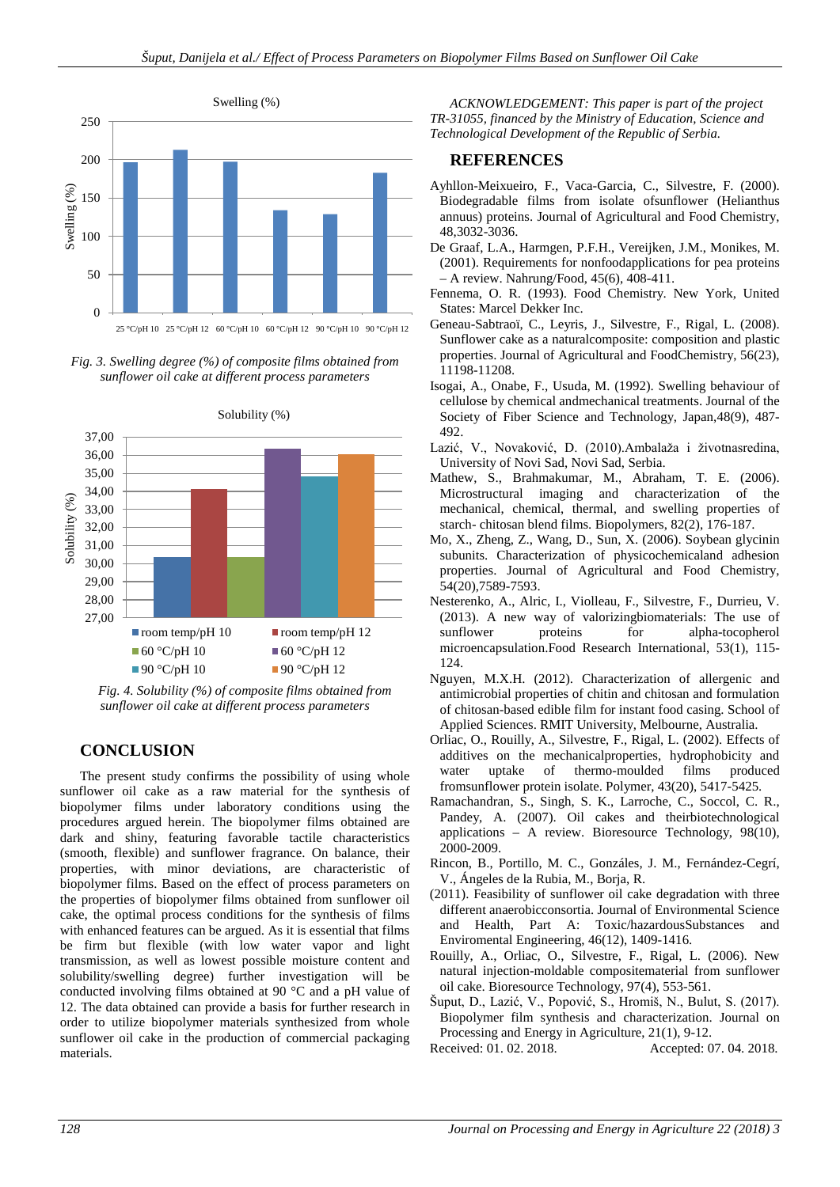Swelling (%)

250
200
150
100
50
0

Swelling (%)

25 °C/pH 10 25 °C/pH 12 60 °C/pH 10 60 °C/pH 12 90 °C/pH 10 90 °C/pH 12

*Fig. 3. Swelling degree (%) of composite films obtained from sunflower oil cake at different process parameters*

Solubility (%)

37,00
36,00
35,00
34,00
33,00
32,00
31,00
30,00
29,00
28,00
27,00

Solubility (%)

room temp/pH 10
room temp/pH 12
60 °C/pH 10
60 °C/pH 12
90 °C/pH 10
90 °C/pH 12

*Fig. 4. Solubility (%) of composite films obtained from sunflower oil cake at different process parameters*

## CONCLUSION

The present study confirms the possibility of using whole sunflower oil cake as a raw material for the synthesis of biopolymer films under laboratory conditions using the procedures argued herein. The biopolymer films obtained are dark and shiny, featuring favorable tactile characteristics (smooth, flexible) and sunflower fragrance. On balance, their properties, with minor deviations, are characteristic of biopolymer films. Based on the effect of process parameters on the properties of biopolymer films obtained from sunflower oil cake, the optimal process conditions for the synthesis of films with enhanced features can be argued. As it is essential that films be firm but flexible (with low water vapor and light transmission, as well as lowest possible moisture content and solubility/swelling degree) further investigation will be conducted involving films obtained at 90 °C and a pH value of 12. The data obtained can provide a basis for further research in order to utilize biopolymer materials synthesized from whole sunflower oil cake in the production of commercial packaging materials.

*ACKNOWLEDGEMENT: This paper is part of the project TR-31055, financed by the Ministry of Education, Science and Technological Development of the Republic of Serbia.*

## REFERENCES

Ayhllon-Meixueiro, F., Vaca-Garcia, C., Silvestre, F. (2000). Biodegradable films from isolate ofsunflower (Helianthus annuus) proteins. Journal of Agricultural and Food Chemistry, 48,3032-3036.

De Graaf, L.A., Harmgen, P.F.H., Vereijken, J.M., Monikes, M. (2001). Requirements for nonfoodapplications for pea proteins – A review. Nahrung/Food, 45(6), 408-411.

Fennema, O. R. (1993). Food Chemistry. New York, United States: Marcel Dekker Inc.

Geneau-Sabtraoï, C., Leyris, J., Silvestre, F., Rigal, L. (2008). Sunflower cake as a naturalcomposite: composition and plastic properties. Journal of Agricultural and FoodChemistry, 56(23), 11198-11208.

Isogai, A., Onabe, F., Usuda, M. (1992). Swelling behaviour of cellulose by chemical andmechanical treatments. Journal of the Society of Fiber Science and Technology, Japan,48(9), 487-492.

Lazić, V., Novaković, D. (2010).Ambalaža i životnasredina, University of Novi Sad, Novi Sad, Serbia.

Mathew, S., Brahmakumar, M., Abraham, T. E. (2006). Microstructural imaging and characterization of the mechanical, chemical, thermal, and swelling properties of starch- chitosan blend films. Biopolymers, 82(2), 176-187.

Mo, X., Zheng, Z., Wang, D., Sun, X. (2006). Soybean glycinin subunits. Characterization of physicochemicaland adhesion properties. Journal of Agricultural and Food Chemistry, 54(20),7589-7593.

Nesterenko, A., Alric, I., Violleau, F., Silvestre, F., Durrieu, V. (2013). A new way of valorizingbiomaterials: The use of sunflower proteins for alpha-tocopherol microencapsulation.Food Research International, 53(1), 115-124.

Nguyen, M.X.H. (2012). Characterization of allergenic and antimicrobial properties of chitin and chitosan and formulation of chitosan-based edible film for instant food casing. School of Applied Sciences. RMIT University, Melbourne, Australia.

Orliac, O., Rouilly, A., Silvestre, F., Rigal, L. (2002). Effects of additives on the mechanicalproperties, hydrophobicity and water uptake of thermo-moulded films produced fromsunflower protein isolate. Polymer, 43(20), 5417-5425.

Ramachandran, S., Singh, S. K., Larroche, C., Soccol, C. R., Pandey, A. (2007). Oil cakes and theirbiotechnological applications – A review. Bioresource Technology, 98(10), 2000-2009.

Rincon, B., Portillo, M. C., Gonzáles, J. M., Fernández-Cegrí, V., Ángeles de la Rubia, M., Borja, R.

(2011). Feasibility of sunflower oil cake degradation with three different anaerobicconsortia. Journal of Environmental Science and Health, Part A: Toxic/hazardousSubstances and Enviromental Engineering, 46(12), 1409-1416.

Rouilly, A., Orliac, O., Silvestre, F., Rigal, L. (2006). New natural injection-moldable compositematerial from sunflower oil cake. Bioresource Technology, 97(4), 553-561.

Šuput, D., Lazić, V., Popović, S., Hromiš, N., Bulut, S. (2017). Biopolymer film synthesis and characterization. Journal on Processing and Energy in Agriculture, 21(1), 9-12.

Received: 01. 02. 2018. Accepted: 07. 04. 2018.